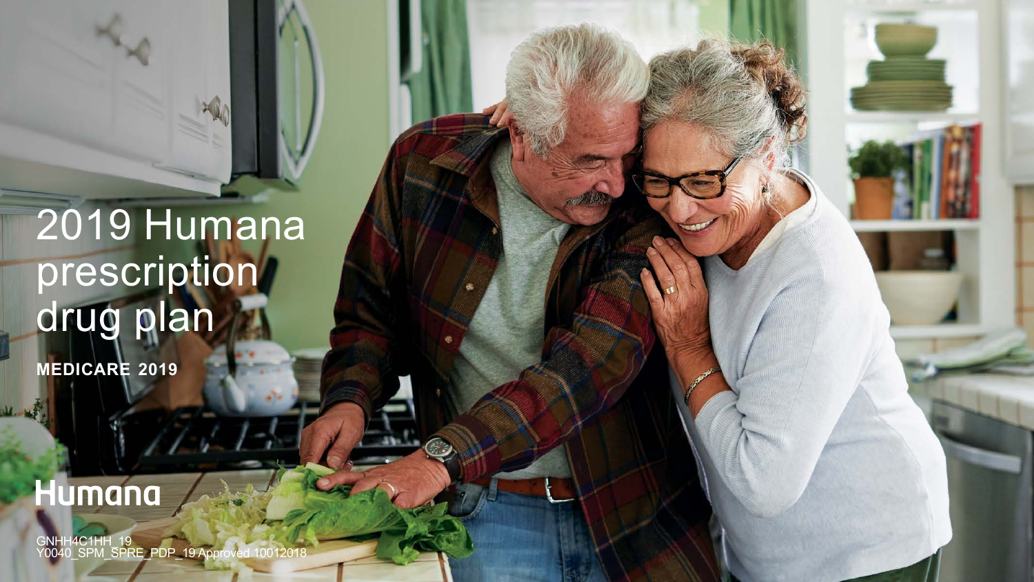# 2019 Humana prescription drug plan

**MEDICARE 2019**

Humana

GNHH4C1HH_19
Y0040_SPM_SPRE_PDP_19 Approved 10012018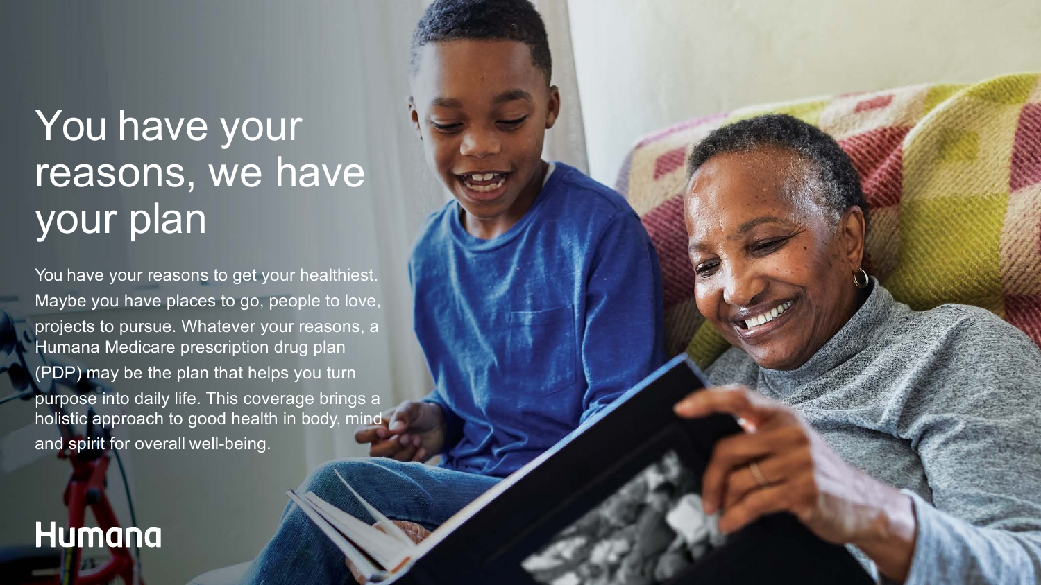# You have your reasons, we have your plan

You have your reasons to get your healthiest. Maybe you have places to go, people to love, projects to pursue. Whatever your reasons, a Humana Medicare prescription drug plan (PDP) may be the plan that helps you turn purpose into daily life. This coverage brings a holistic approach to good health in body, mind and spirit for overall well-being.

Humana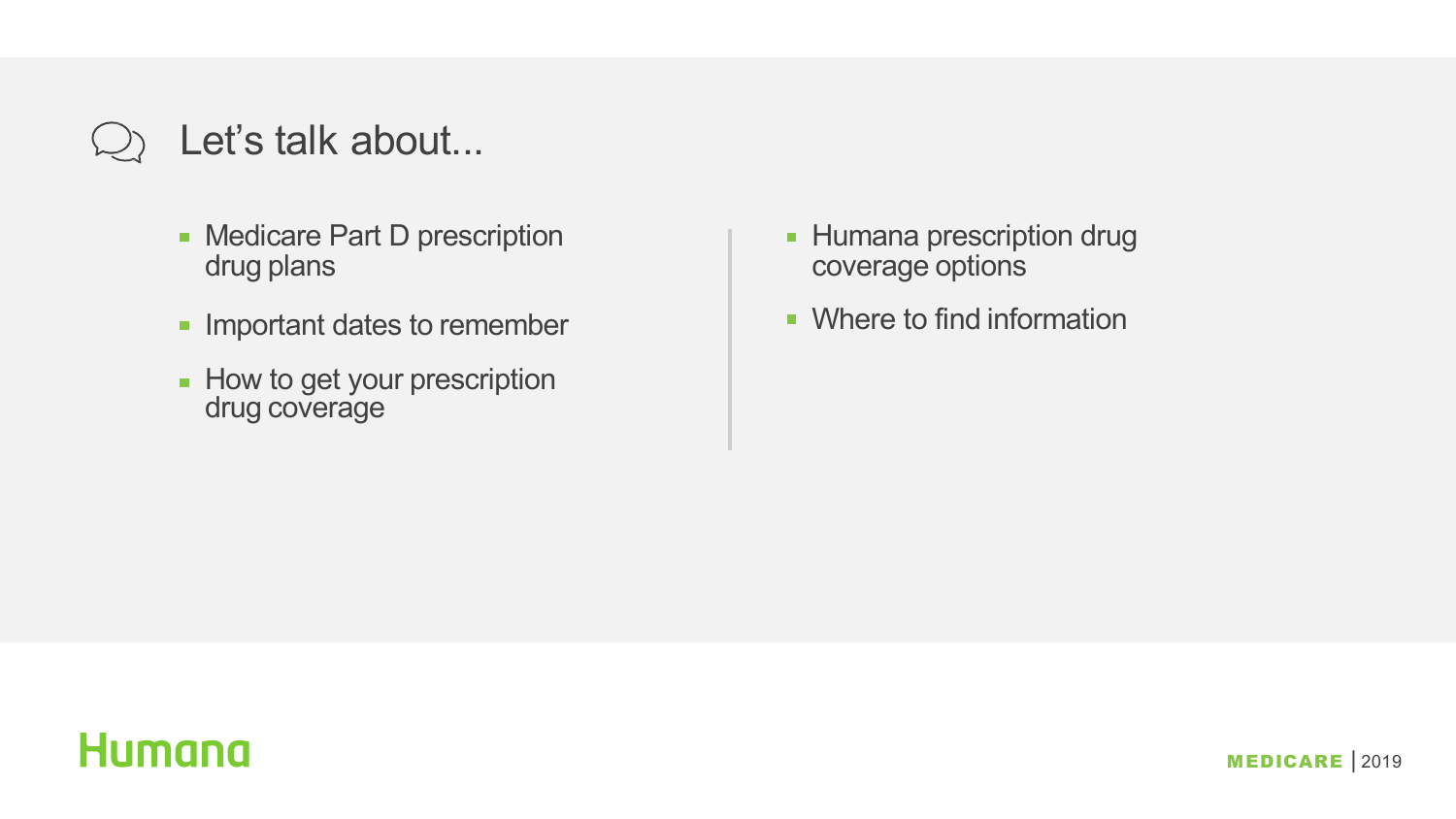# Let's talk about...

- Medicare Part D prescription drug plans
- Important dates to remember
- How to get your prescription drug coverage
- Humana prescription drug coverage options
- Where to find information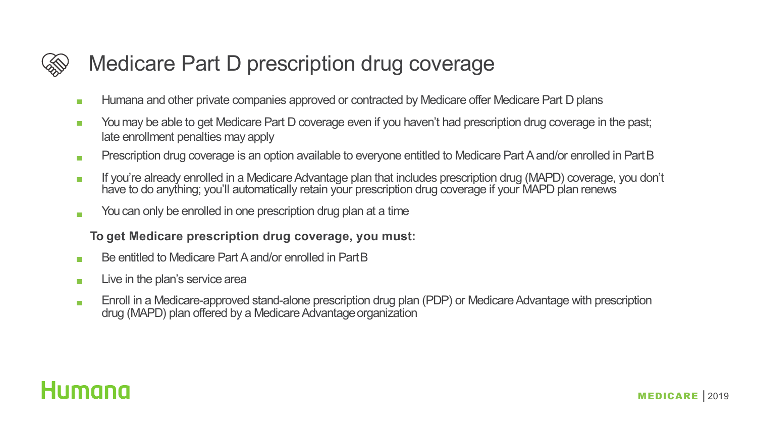# Medicare Part D prescription drug coverage

- Humana and other private companies approved or contracted by Medicare offer Medicare Part D plans
- You may be able to get Medicare Part D coverage even if you haven't had prescription drug coverage in the past; late enrollment penalties may apply
- Prescription drug coverage is an option available to everyone entitled to Medicare Part A and/or enrolled in Part B
- If you're already enrolled in a Medicare Advantage plan that includes prescription drug (MAPD) coverage, you don't have to do anything; you'll automatically retain your prescription drug coverage if your MAPD plan renews
- You can only be enrolled in one prescription drug plan at a time

**To get Medicare prescription drug coverage, you must:**

- Be entitled to Medicare Part A and/or enrolled in Part B
- Live in the plan's service area
- Enroll in a Medicare-approved stand-alone prescription drug plan (PDP) or Medicare Advantage with prescription drug (MAPD) plan offered by a Medicare Advantage organization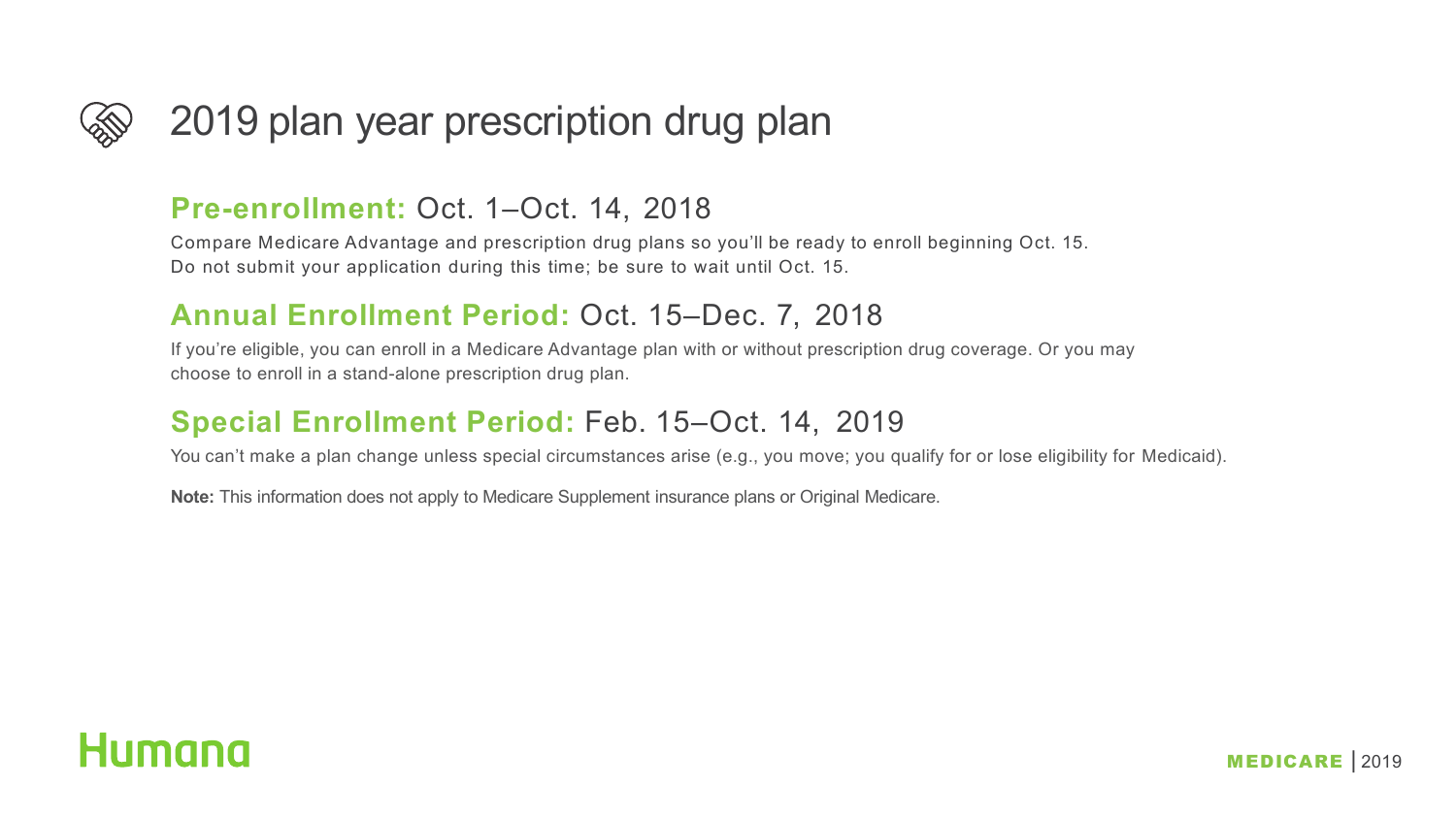# 2019 plan year prescription drug plan

## **Pre-enrollment:** Oct. 1–Oct. 14, 2018

Compare Medicare Advantage and prescription drug plans so you'll be ready to enroll beginning Oct. 15.
Do not submit your application during this time; be sure to wait until Oct. 15.

## **Annual Enrollment Period:** Oct. 15–Dec. 7, 2018

If you're eligible, you can enroll in a Medicare Advantage plan with or without prescription drug coverage. Or you may choose to enroll in a stand-alone prescription drug plan.

## **Special Enrollment Period:** Feb. 15–Oct. 14, 2019

You can't make a plan change unless special circumstances arise (e.g., you move; you qualify for or lose eligibility for Medicaid).

**Note:** This information does not apply to Medicare Supplement insurance plans or Original Medicare.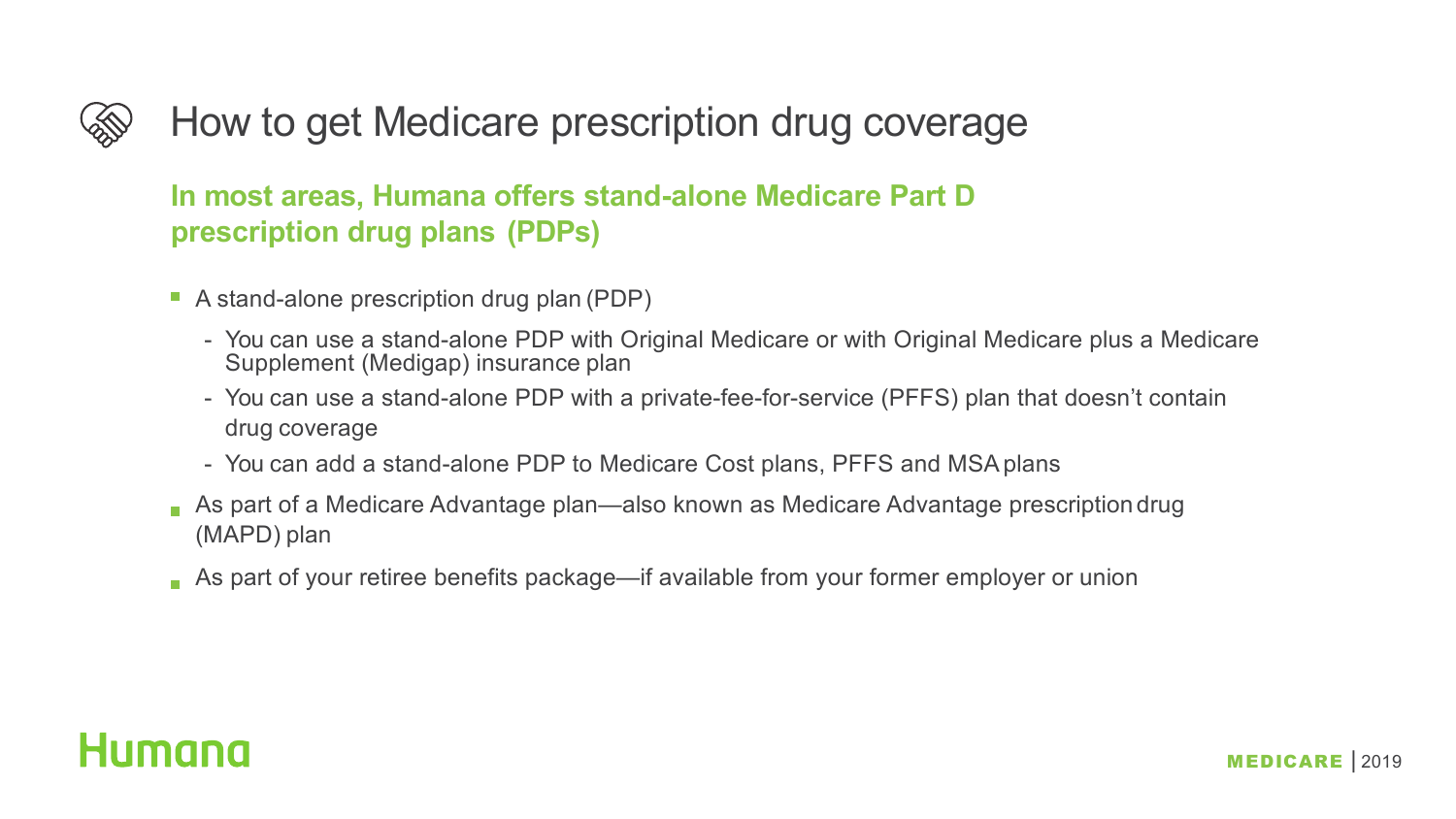# How to get Medicare prescription drug coverage

## In most areas, Humana offers stand-alone Medicare Part D prescription drug plans (PDPs)

- A stand-alone prescription drug plan (PDP)
  - You can use a stand-alone PDP with Original Medicare or with Original Medicare plus a Medicare Supplement (Medigap) insurance plan
  - You can use a stand-alone PDP with a private-fee-for-service (PFFS) plan that doesn't contain drug coverage
  - You can add a stand-alone PDP to Medicare Cost plans, PFFS and MSA plans
- As part of a Medicare Advantage plan—also known as Medicare Advantage prescription drug (MAPD) plan
- As part of your retiree benefits package—if available from your former employer or union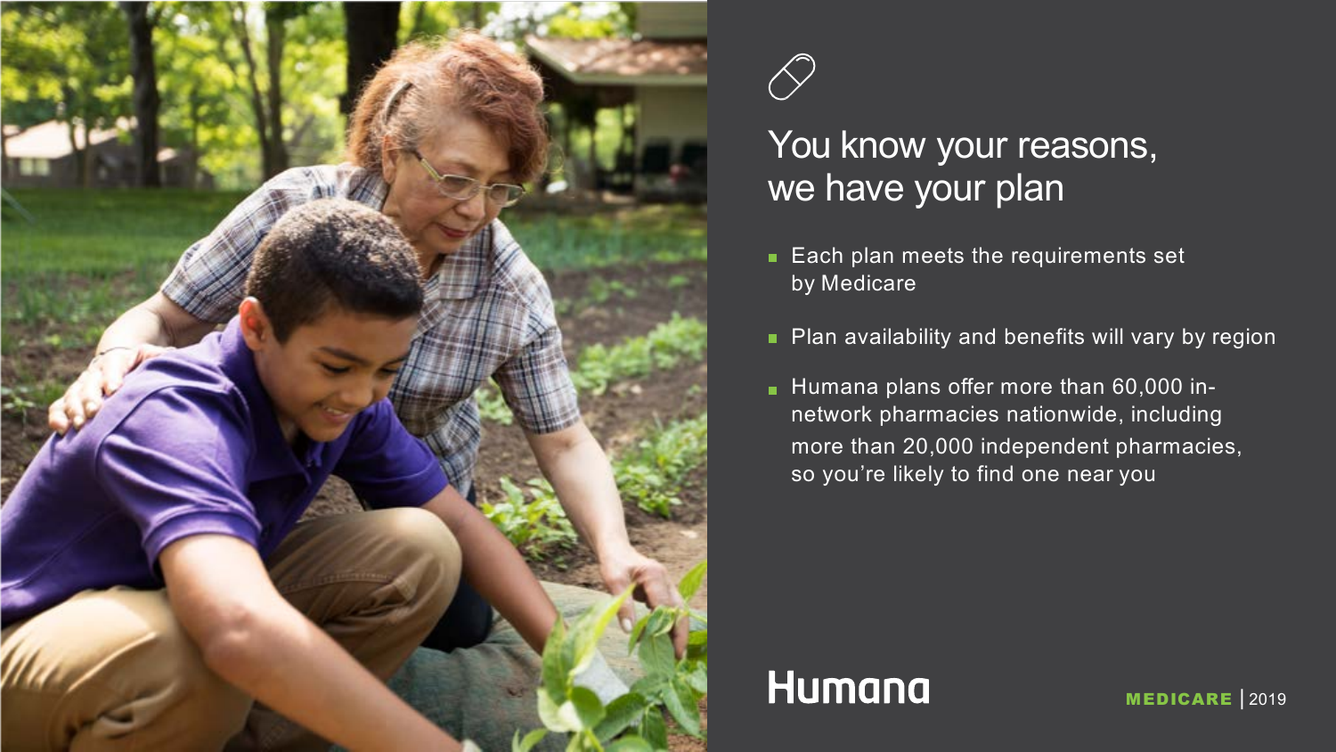# You know your reasons, we have your plan

- Each plan meets the requirements set by Medicare
- Plan availability and benefits will vary by region
- Humana plans offer more than 60,000 in-network pharmacies nationwide, including more than 20,000 independent pharmacies, so you're likely to find one near you

Humana

**MEDICARE** | 2019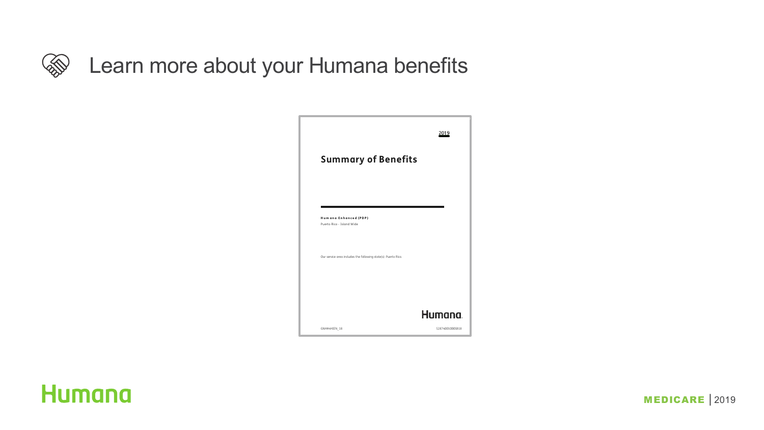# Learn more about your Humana benefits

2019

## Summary of Benefits

**Humana Enhanced (PDP)**

Puerto Rico - Island Wide

Our service area includes the following state(s): Puerto Rico.

Humana.

GNHH4HEN_18

S2874001000SB18

Humana

MEDICARE | 2019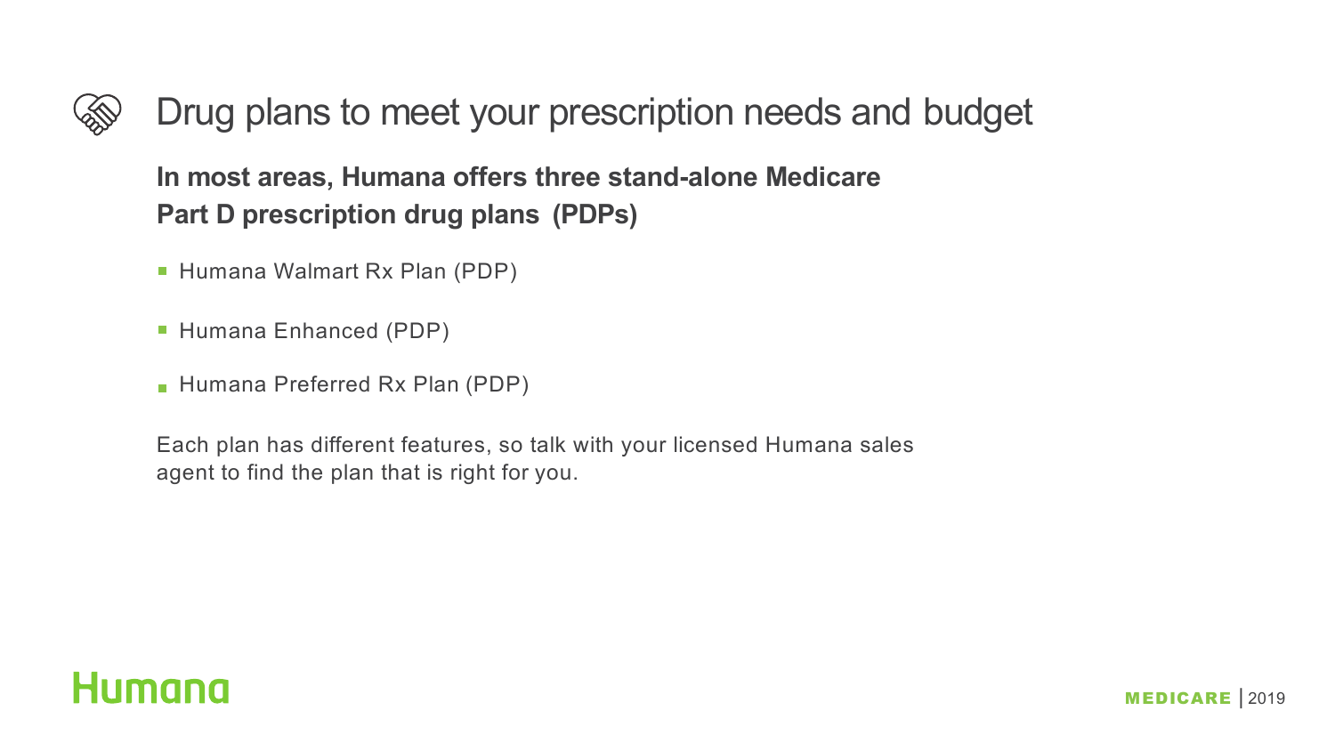# Drug plans to meet your prescription needs and budget

**In most areas, Humana offers three stand-alone Medicare Part D prescription drug plans (PDPs)**

- Humana Walmart Rx Plan (PDP)
- Humana Enhanced (PDP)
- Humana Preferred Rx Plan (PDP)

Each plan has different features, so talk with your licensed Humana sales agent to find the plan that is right for you.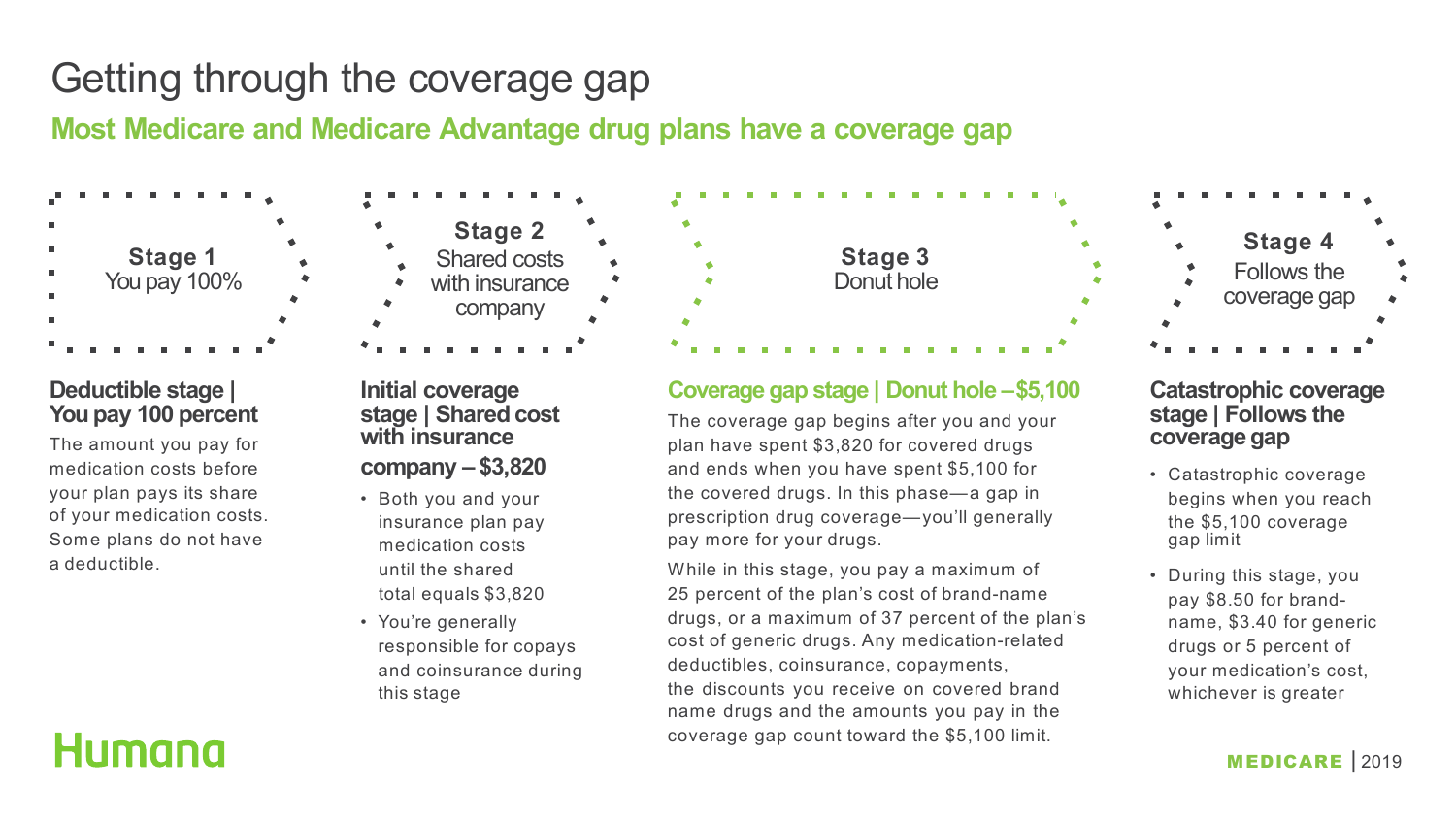# Getting through the coverage gap

## Most Medicare and Medicare Advantage drug plans have a coverage gap

**Stage 1**
You pay 100%

**Stage 2**
Shared costs with insurance company

**Stage 3**
Donut hole

**Stage 4**
Follows the coverage gap

### Deductible stage | You pay 100 percent

The amount you pay for medication costs before your plan pays its share of your medication costs. Some plans do not have a deductible.

### Initial coverage stage | Shared cost with insurance company – $3,820

- Both you and your insurance plan pay medication costs until the shared total equals $3,820
- You're generally responsible for copays and coinsurance during this stage

### Coverage gap stage | Donut hole – $5,100

The coverage gap begins after you and your plan have spent $3,820 for covered drugs and ends when you have spent $5,100 for the covered drugs. In this phase—a gap in prescription drug coverage—you'll generally pay more for your drugs.

While in this stage, you pay a maximum of 25 percent of the plan's cost of brand-name drugs, or a maximum of 37 percent of the plan's cost of generic drugs. Any medication-related deductibles, coinsurance, copayments, the discounts you receive on covered brand name drugs and the amounts you pay in the coverage gap count toward the $5,100 limit.

### Catastrophic coverage stage | Follows the coverage gap

- Catastrophic coverage begins when you reach the $5,100 coverage gap limit
- During this stage, you pay $8.50 for brand-name, $3.40 for generic drugs or 5 percent of your medication's cost, whichever is greater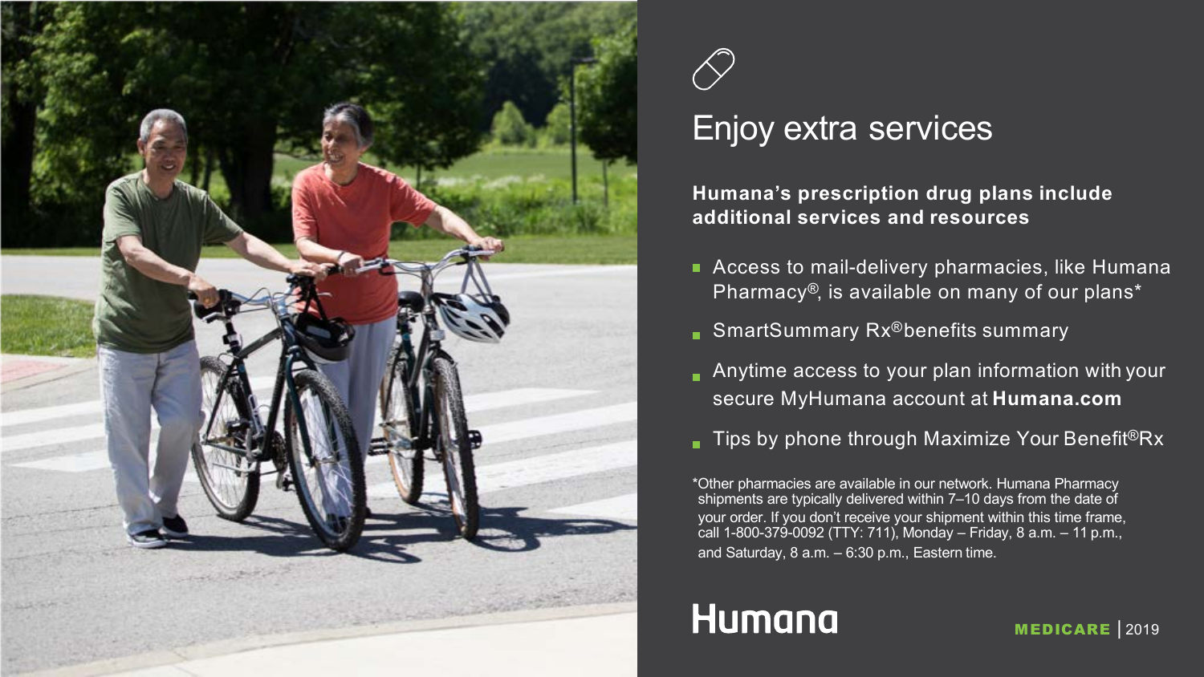# Enjoy extra services

**Humana's prescription drug plans include additional services and resources**

- Access to mail-delivery pharmacies, like Humana Pharmacy®, is available on many of our plans*
- SmartSummary Rx® benefits summary
- Anytime access to your plan information with your secure MyHumana account at **Humana.com**
- Tips by phone through Maximize Your Benefit® Rx

*Other pharmacies are available in our network. Humana Pharmacy shipments are typically delivered within 7–10 days from the date of your order. If you don't receive your shipment within this time frame, call 1-800-379-0092 (TTY: 711), Monday – Friday, 8 a.m. – 11 p.m., and Saturday, 8 a.m. – 6:30 p.m., Eastern time.

Humana

MEDICARE | 2019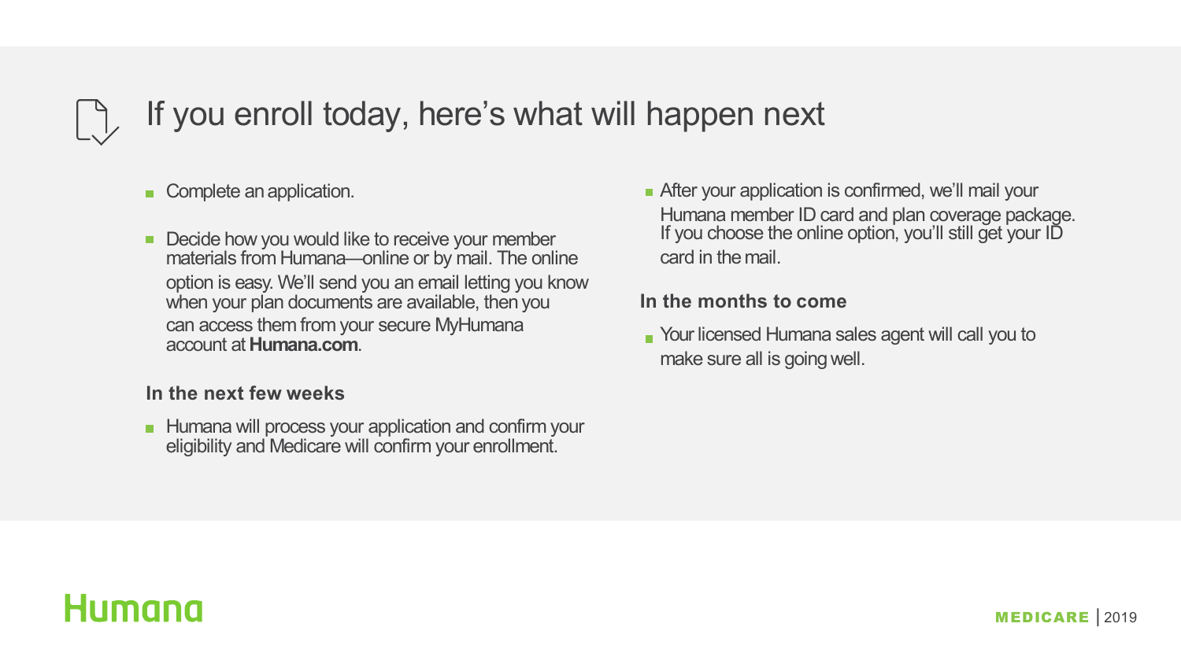# If you enroll today, here's what will happen next

- Complete an application.
- Decide how you would like to receive your member materials from Humana—online or by mail. The online option is easy. We'll send you an email letting you know when your plan documents are available, then you can access them from your secure MyHumana account at **Humana.com**.

### In the next few weeks

- Humana will process your application and confirm your eligibility and Medicare will confirm your enrollment.
- After your application is confirmed, we'll mail your Humana member ID card and plan coverage package. If you choose the online option, you'll still get your ID card in the mail.

### In the months to come

- Your licensed Humana sales agent will call you to make sure all is going well.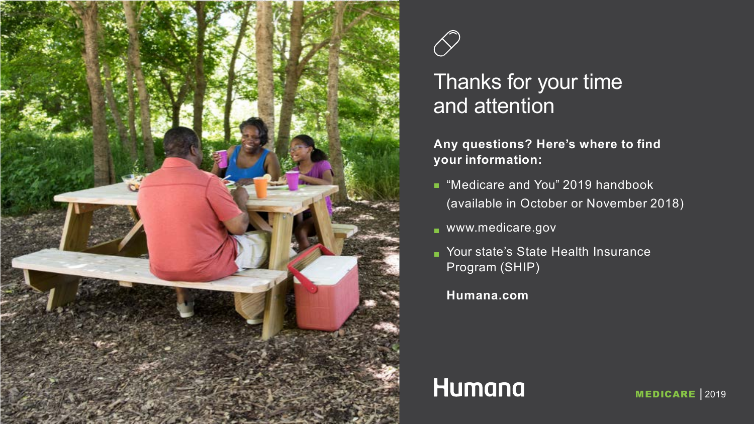# Thanks for your time and attention

**Any questions? Here's where to find your information:**

- "Medicare and You" 2019 handbook (available in October or November 2018)
- www.medicare.gov
- Your state's State Health Insurance Program (SHIP)

**Humana.com**

Humana

MEDICARE | 2019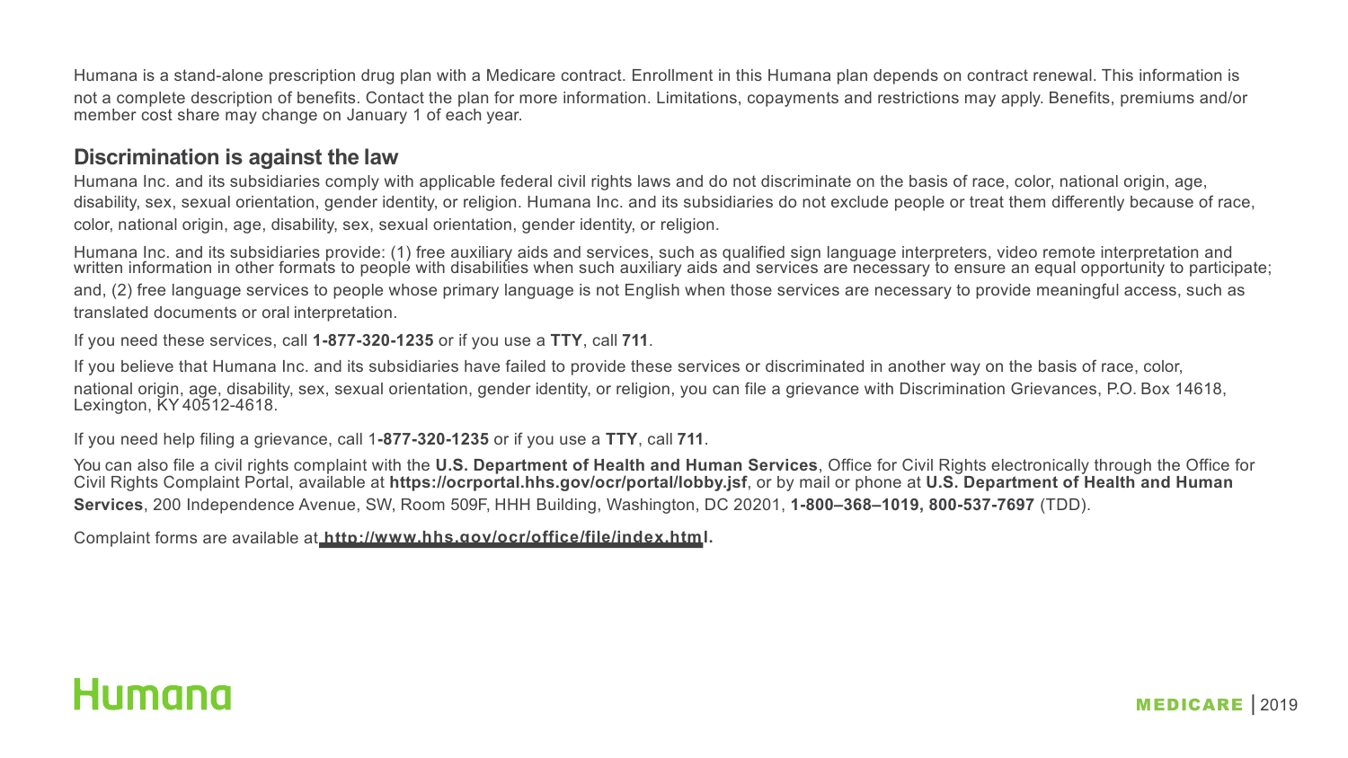Humana is a stand-alone prescription drug plan with a Medicare contract. Enrollment in this Humana plan depends on contract renewal. This information is not a complete description of benefits. Contact the plan for more information. Limitations, copayments and restrictions may apply. Benefits, premiums and/or member cost share may change on January 1 of each year.

## Discrimination is against the law

Humana Inc. and its subsidiaries comply with applicable federal civil rights laws and do not discriminate on the basis of race, color, national origin, age, disability, sex, sexual orientation, gender identity, or religion. Humana Inc. and its subsidiaries do not exclude people or treat them differently because of race, color, national origin, age, disability, sex, sexual orientation, gender identity, or religion.

Humana Inc. and its subsidiaries provide: (1) free auxiliary aids and services, such as qualified sign language interpreters, video remote interpretation and written information in other formats to people with disabilities when such auxiliary aids and services are necessary to ensure an equal opportunity to participate; and, (2) free language services to people whose primary language is not English when those services are necessary to provide meaningful access, such as translated documents or oral interpretation.

If you need these services, call **1-877-320-1235** or if you use a **TTY**, call **711**.

If you believe that Humana Inc. and its subsidiaries have failed to provide these services or discriminated in another way on the basis of race, color, national origin, age, disability, sex, sexual orientation, gender identity, or religion, you can file a grievance with Discrimination Grievances, P.O. Box 14618, Lexington, KY 40512-4618.

If you need help filing a grievance, call 1**-877-320-1235** or if you use a **TTY**, call **711**.

You can also file a civil rights complaint with the **U.S. Department of Health and Human Services**, Office for Civil Rights electronically through the Office for Civil Rights Complaint Portal, available at **https://ocrportal.hhs.gov/ocr/portal/lobby.jsf**, or by mail or phone at **U.S. Department of Health and Human Services**, 200 Independence Avenue, SW, Room 509F, HHH Building, Washington, DC 20201, **1-800–368–1019, 800-537-7697** (TDD).

Complaint forms are available at **http://www.hhs.gov/ocr/office/file/index.html.**

Humana

MEDICARE | 2019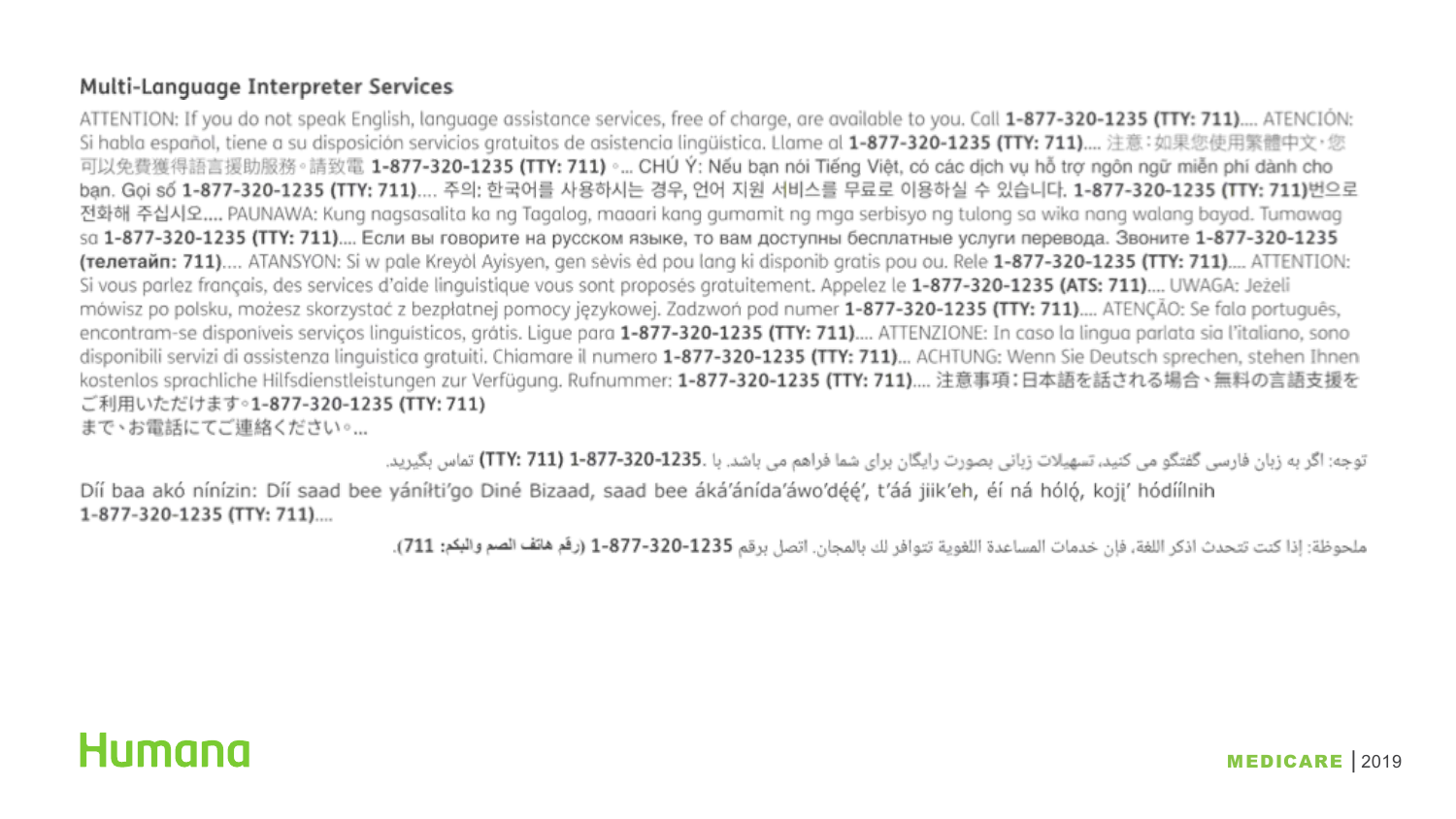## Multi-Language Interpreter Services

ATTENTION: If you do not speak English, language assistance services, free of charge, are available to you. Call **1-877-320-1235 (TTY: 711)**.... ATENCIÓN: Si habla español, tiene a su disposición servicios gratuitos de asistencia lingüística. Llame al **1-877-320-1235 (TTY: 711)**.... 注意：如果您使用繁體中文，您可以免費獲得語言援助服務。請致電 **1-877-320-1235 (TTY: 711)** 。... CHÚ Ý: Nếu bạn nói Tiếng Việt, có các dịch vụ hỗ trợ ngôn ngữ miễn phí dành cho bạn. Gọi số **1-877-320-1235 (TTY: 711)**.... 주의: 한국어를 사용하시는 경우, 언어 지원 서비스를 무료로 이용하실 수 있습니다. **1-877-320-1235 (TTY: 711)**번으로 전화해 주십시오.... PAUNAWA: Kung nagsasalita ka ng Tagalog, maaari kang gumamit ng mga serbisyo ng tulong sa wika nang walang bayad. Tumawag sa **1-877-320-1235 (TTY: 711)**.... Если вы говорите на русском языке, то вам доступны бесплатные услуги перевода. Звоните **1-877-320-1235 (телетайп: 711)**.... ATANSYON: Si w pale Kreyòl Ayisyen, gen sèvis èd pou lang ki disponib gratis pou ou. Rele **1-877-320-1235 (TTY: 711)**.... ATTENTION: Si vous parlez français, des services d'aide linguistique vous sont proposés gratuitement. Appelez le **1-877-320-1235 (ATS: 711)**.... UWAGA: Jeżeli mówisz po polsku, możesz skorzystać z bezpłatnej pomocy językowej. Zadzwoń pod numer **1-877-320-1235 (TTY: 711)**.... ATENÇÃO: Se fala português, encontram-se disponíveis serviços linguísticos, grátis. Ligue para **1-877-320-1235 (TTY: 711)**.... ATTENZIONE: In caso la lingua parlata sia l'italiano, sono disponibili servizi di assistenza linguistica gratuiti. Chiamare il numero **1-877-320-1235 (TTY: 711)**... ACHTUNG: Wenn Sie Deutsch sprechen, stehen Ihnen kostenlos sprachliche Hilfsdienstleistungen zur Verfügung. Rufnummer: **1-877-320-1235 (TTY: 711)**.... 注意事項：日本語を話される場合、無料の言語支援をご利用いただけます。**1-877-320-1235 (TTY: 711)**
まで、お電話にてご連絡ください。...

توجه: اگر به زبان فارسی گفتگو می کنید، تسهیلات زبانی بصورت رایگان برای شما فراهم می باشد. با **1-877-320-1235 (TTY: 711)** تماس بگیرید.

Díí baa akó nínízin: Díí saad bee yáníłti'go Diné Bizaad, saad bee áká'ánída'áwo'déé', t'áá jiik'eh, éí ná hóló, kojį' hódíílnih **1-877-320-1235 (TTY: 711)**....

ملحوظة: إذا كنت تتحدث اذكر اللغة، فإن خدمات المساعدة اللغوية تتوافر لك بالمجان. اتصل برقم **1-877-320-1235** (رقم هاتف الصم والبكم: **711**).

Humana

MEDICARE | 2019